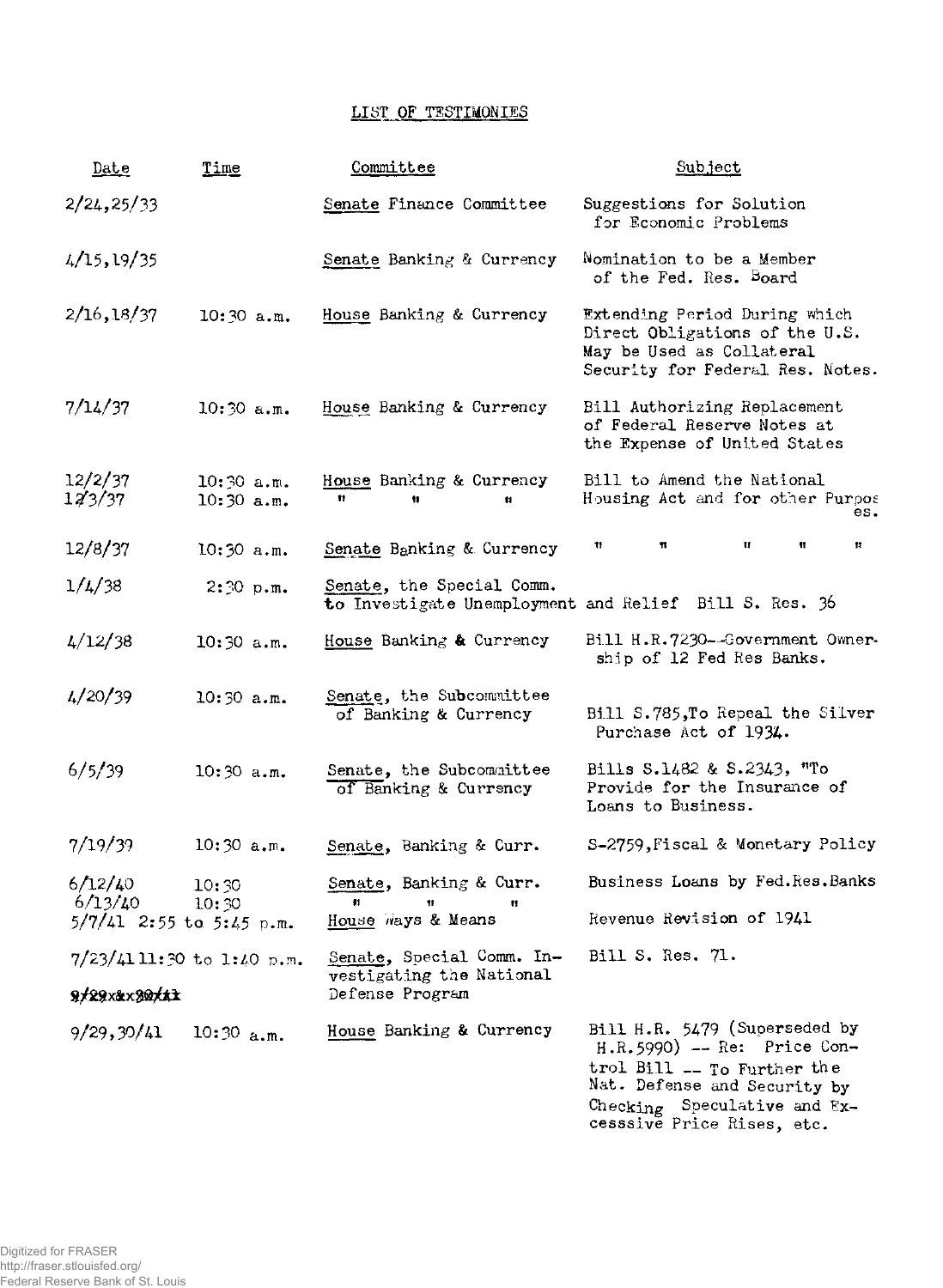# LIST OF TESTIMONIES

| Date | Time | Committee | Subject |
|---|---|---|---|
| 2/24,25/33 | | Senate Finance Committee | Suggestions for Solution for Economic Problems |
| 4/15,19/35 | | Senate Banking & Currency | Nomination to be a Member of the Fed. Res. Board |
| 2/16,18/37 | 10:30 a.m. | House Banking & Currency | Extending Period During which Direct Obligations of the U.S. May be Used as Collateral Security for Federal Res. Notes. |
| 7/14/37 | 10:30 a.m. | House Banking & Currency | Bill Authorizing Replacement of Federal Reserve Notes at the Expense of United States |
| 12/2/37 | 10:30 a.m. | House Banking & Currency | Bill to Amend the National Housing Act and for other Purposes. |
| 12/3/37 | 10:30 a.m. | " " " | |
| 12/8/37 | 10:30 a.m. | Senate Banking & Currency | " " " " " |
| 1/4/38 | 2:30 p.m. | Senate, the Special Comm. to Investigate Unemployment and Relief | Bill S. Res. 36 |
| 4/12/38 | 10:30 a.m. | House Banking & Currency | Bill H.R.7230--Government Ownership of 12 Fed Res Banks. |
| 4/20/39 | 10:30 a.m. | Senate, the Subcommittee of Banking & Currency | Bill S.785,To Repeal the Silver Purchase Act of 1934. |
| 6/5/39 | 10:30 a.m. | Senate, the Subcommittee of Banking & Currency | Bills S.1482 & S.2343, "To Provide for the Insurance of Loans to Business. |
| 7/19/39 | 10:30 a.m. | Senate, Banking & Curr. | S-2759,Fiscal & Monetary Policy |
| 6/12/40 | 10:30 | Senate, Banking & Curr. | Business Loans by Fed.Res.Banks |
| 6/13/40 | 10:30 | " " " | |
| 5/7/41 | 2:55 to 5:45 p.m. | House Ways & Means | Revenue Revision of 1941 |
| 7/23/41 | 11:30 to 1:40 p.m. | Senate, Special Comm. Investigating the National Defense Program | Bill S. Res. 71. |
| ~~9/29x&x30/41~~ | | | |
| 9/29,30/41 | 10:30 a.m. | House Banking & Currency | Bill H.R. 5479 (Superseded by H.R.5990) -- Re: Price Control Bill -- To Further the Nat. Defense and Security by Checking Speculative and Excesssive Price Rises, etc. |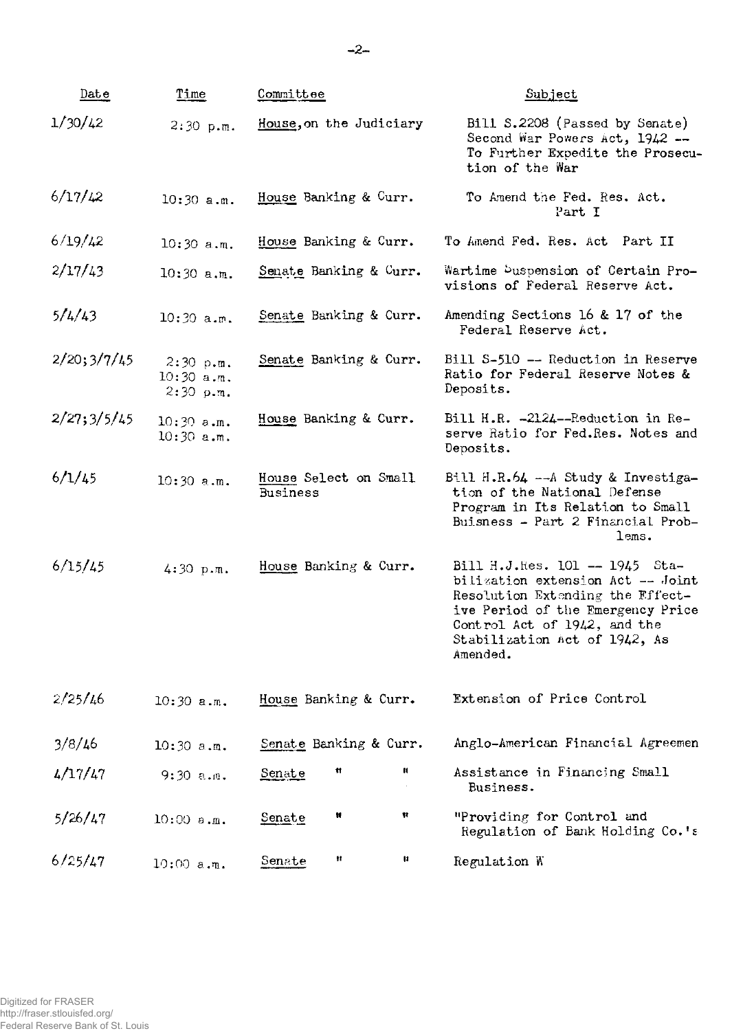| Date | Time | Committee | Subject |
|---|---|---|---|
| 1/30/42 | 2:30 p.m. | House, on the Judiciary | Bill S.2208 (Passed by Senate) Second War Powers Act, 1942 -- To Further Expedite the Prosecution of the War |
| 6/17/42 | 10:30 a.m. | House Banking & Curr. | To Amend the Fed. Res. Act. Part I |
| 6/19/42 | 10:30 a.m. | House Banking & Curr. | To Amend Fed. Res. Act Part II |
| 2/17/43 | 10:30 a.m. | Senate Banking & Curr. | Wartime Suspension of Certain Provisions of Federal Reserve Act. |
| 5/4/43 | 10:30 a.m. | Senate Banking & Curr. | Amending Sections 16 & 17 of the Federal Reserve Act. |
| 2/20;3/7/45 | 2:30 p.m. 10:30 a.m. 2:30 p.m. | Senate Banking & Curr. | Bill S-510 -- Reduction in Reserve Ratio for Federal Reserve Notes & Deposits. |
| 2/27;3/5/45 | 10:30 a.m. 10:30 a.m. | House Banking & Curr. | Bill H.R. -2124--Reduction in Reserve Ratio for Fed.Res. Notes and Deposits. |
| 6/1/45 | 10:30 a.m. | House Select on Small Business | Bill H.R.64 --A Study & Investigation of the National Defense Program in Its Relation to Small Buisness - Part 2 Financial Problems. |
| 6/15/45 | 4:30 p.m. | House Banking & Curr. | Bill H.J.Res. 101 -- 1945 Stabilization extension Act -- Joint Resolution Extending the Effective Period of the Emergency Price Control Act of 1942, and the Stabilization Act of 1942, As Amended. |
| 2/25/46 | 10:30 a.m. | House Banking & Curr. | Extension of Price Control |
| 3/8/46 | 10:30 a.m. | Senate Banking & Curr. | Anglo-American Financial Agreemen |
| 4/17/47 | 9:30 a.m. | Senate " " | Assistance in Financing Small Business. |
| 5/26/47 | 10:00 a.m. | Senate " " | "Providing for Control and Regulation of Bank Holding Co.'s |
| 6/25/47 | 10:00 a.m. | Senate " " | Regulation W |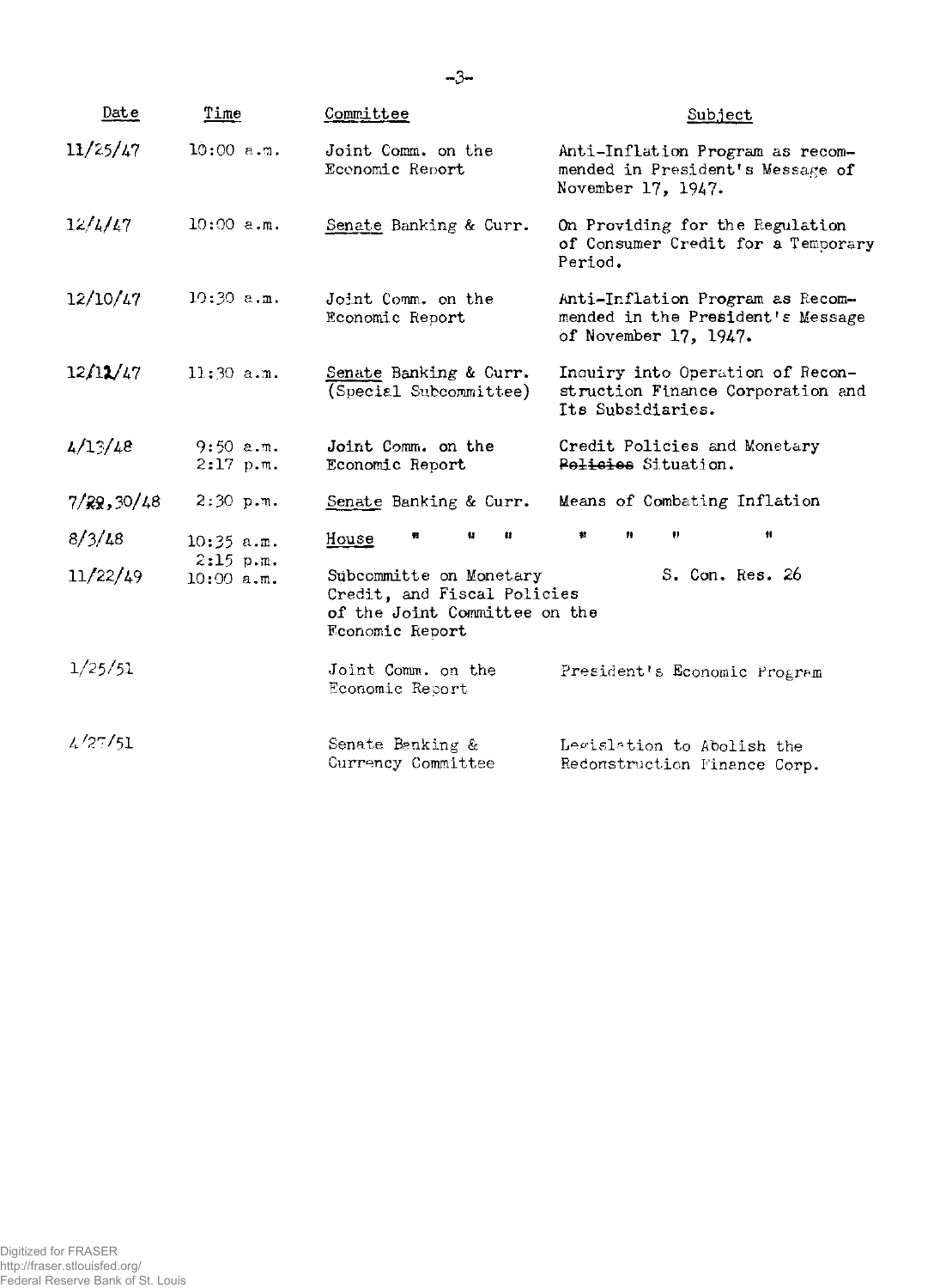| Date | Time | Committee | Subject |
|---|---|---|---|
| 11/25/47 | 10:00 a.m. | Joint Comm. on the Economic Report | Anti-Inflation Program as recommended in President's Message of November 17, 1947. |
| 12/4/47 | 10:00 a.m. | Senate Banking & Curr. | On Providing for the Regulation of Consumer Credit for a Temporary Period. |
| 12/10/47 | 10:30 a.m. | Joint Comm. on the Economic Report | Anti-Inflation Program as Recommended in the President's Message of November 17, 1947. |
| 12/12/47 | 11:30 a.m. | Senate Banking & Curr. (Special Subcommittee) | Inquiry into Operation of Reconstruction Finance Corporation and Its Subsidiaries. |
| 4/13/48 | 9:50 a.m. 2:17 p.m. | Joint Comm. on the Economic Report | Credit Policies and Monetary ~~Policies~~ Situation. |
| 7/29,30/48 | 2:30 p.m. | Senate Banking & Curr. | Means of Combating Inflation |
| 8/3/48 | 10:35 a.m. 2:15 p.m. | House " " " | " " " " |
| 11/22/49 | 10:00 a.m. | Subcommitte on Monetary Credit, and Fiscal Policies of the Joint Committee on the Economic Report | S. Con. Res. 26 |
| 1/25/51 | | Joint Comm. on the Economic Report | President's Economic Program |
| 4/27/51 | | Senate Banking & Currency Committee | Legislation to Abolish the Reconstruction Finance Corp. |